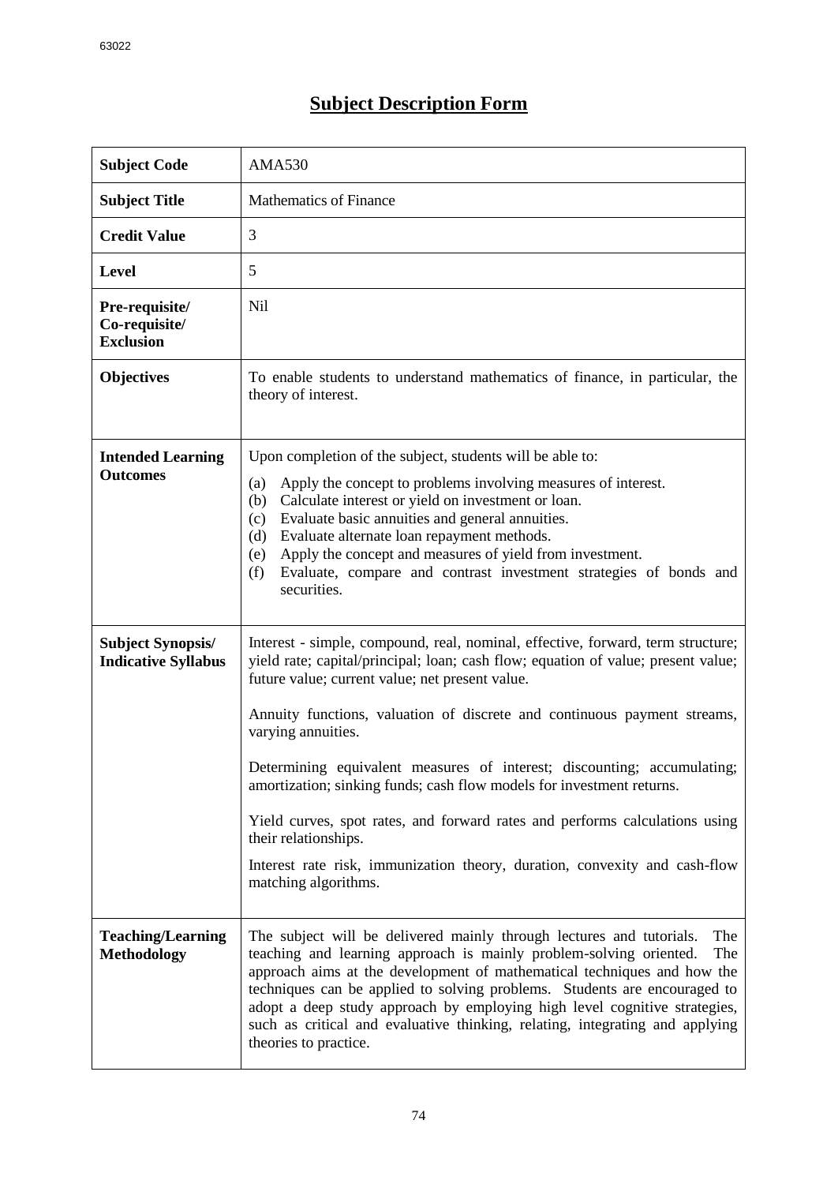# Subject Description Form

| Subject Code | AMA530 |
|---|---|
| **Subject Title** | Mathematics of Finance |
| **Credit Value** | 3 |
| **Level** | 5 |
| **Pre-requisite/ Co-requisite/ Exclusion** | Nil |
| **Objectives** | To enable students to understand mathematics of finance, in particular, the theory of interest. |
| **Intended Learning Outcomes** | Upon completion of the subject, students will be able to:<br>(a) Apply the concept to problems involving measures of interest.<br>(b) Calculate interest or yield on investment or loan.<br>(c) Evaluate basic annuities and general annuities.<br>(d) Evaluate alternate loan repayment methods.<br>(e) Apply the concept and measures of yield from investment.<br>(f) Evaluate, compare and contrast investment strategies of bonds and securities. |
| **Subject Synopsis/ Indicative Syllabus** | Interest - simple, compound, real, nominal, effective, forward, term structure; yield rate; capital/principal; loan; cash flow; equation of value; present value; future value; current value; net present value.<br><br>Annuity functions, valuation of discrete and continuous payment streams, varying annuities.<br><br>Determining equivalent measures of interest; discounting; accumulating; amortization; sinking funds; cash flow models for investment returns.<br><br>Yield curves, spot rates, and forward rates and performs calculations using their relationships.<br><br>Interest rate risk, immunization theory, duration, convexity and cash-flow matching algorithms. |
| **Teaching/Learning Methodology** | The subject will be delivered mainly through lectures and tutorials. The teaching and learning approach is mainly problem-solving oriented. The approach aims at the development of mathematical techniques and how the techniques can be applied to solving problems. Students are encouraged to adopt a deep study approach by employing high level cognitive strategies, such as critical and evaluative thinking, relating, integrating and applying theories to practice. |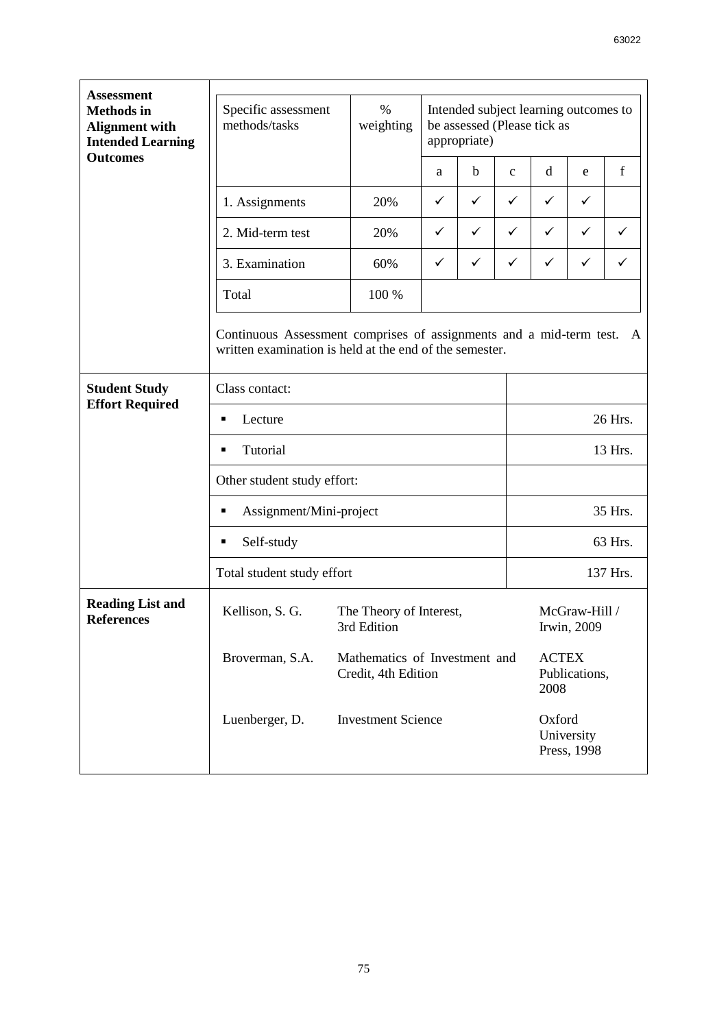| | |
|---|---|
| **Assessment Methods in Alignment with Intended Learning Outcomes** | see below |

| Specific assessment methods/tasks | % weighting | Intended subject learning outcomes to be assessed (Please tick as appropriate) | | | | | |
|---|---|---|---|---|---|---|---|
| | | a | b | c | d | e | f |
| 1. Assignments | 20% | ✓ | ✓ | ✓ | ✓ | ✓ | |
| 2. Mid-term test | 20% | ✓ | ✓ | ✓ | ✓ | ✓ | ✓ |
| 3. Examination | 60% | ✓ | ✓ | ✓ | ✓ | ✓ | ✓ |
| Total | 100 % | | | | | | |

Continuous Assessment comprises of assignments and a mid-term test. A written examination is held at the end of the semester.

**Student Study Effort Required**

| | |
|---|---|
| Class contact: | |
| ▪ Lecture | 26 Hrs. |
| ▪ Tutorial | 13 Hrs. |
| Other student study effort: | |
| ▪ Assignment/Mini-project | 35 Hrs. |
| ▪ Self-study | 63 Hrs. |
| Total student study effort | 137 Hrs. |

**Reading List and References**

| | | |
|---|---|---|
| Kellison, S. G. | The Theory of Interest, 3rd Edition | McGraw-Hill / Irwin, 2009 |
| Broverman, S.A. | Mathematics of Investment and Credit, 4th Edition | ACTEX Publications, 2008 |
| Luenberger, D. | Investment Science | Oxford University Press, 1998 |